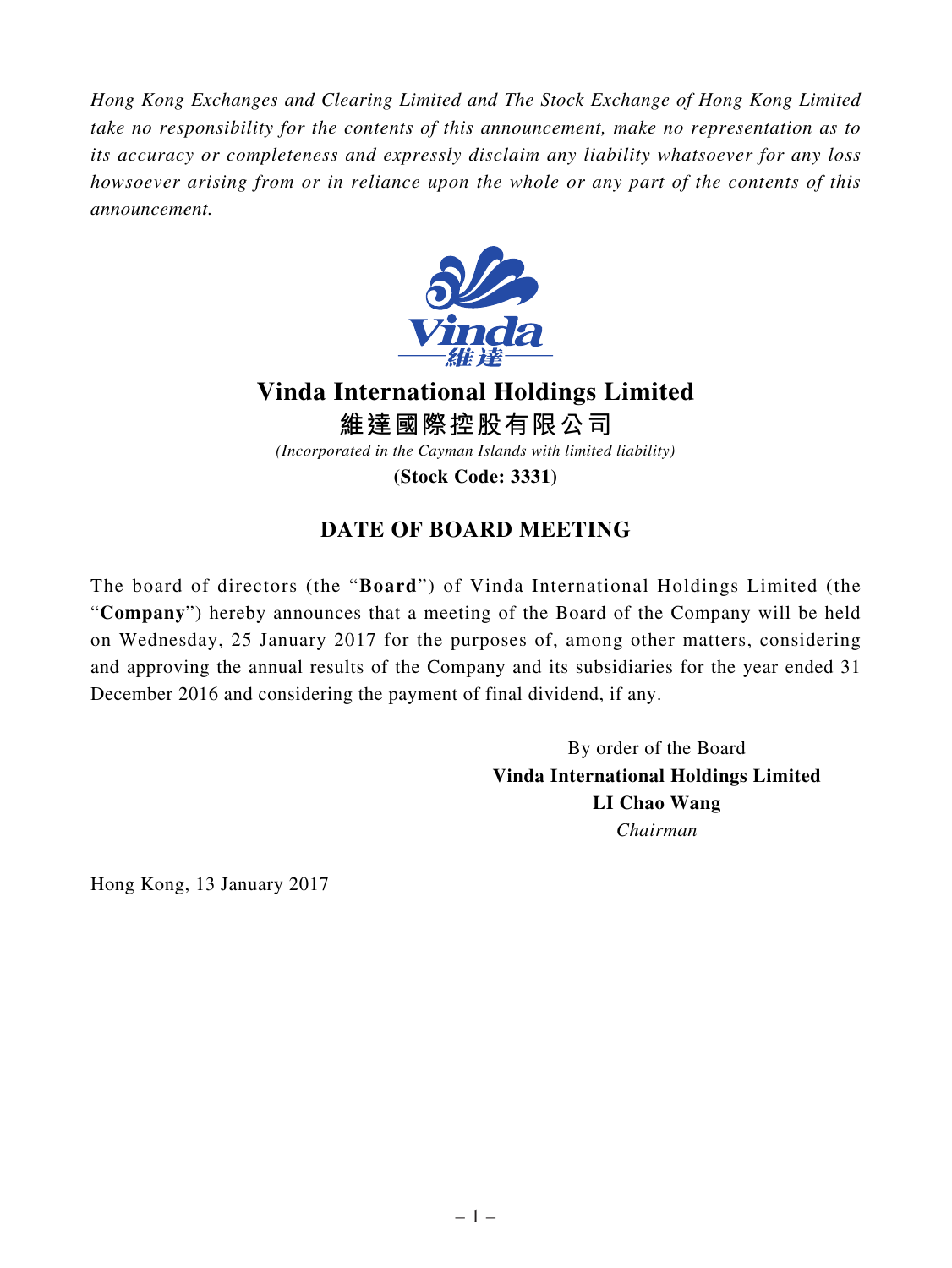*Hong Kong Exchanges and Clearing Limited and The Stock Exchange of Hong Kong Limited take no responsibility for the contents of this announcement, make no representation as to its accuracy or completeness and expressly disclaim any liability whatsoever for any loss howsoever arising from or in reliance upon the whole or any part of the contents of this announcement.*

# Vinda International Holdings Limited

## 維達國際控股有限公司

*(Incorporated in the Cayman Islands with limited liability)*

**(Stock Code: 3331)**

## DATE OF BOARD MEETING

The board of directors (the "**Board**") of Vinda International Holdings Limited (the "**Company**") hereby announces that a meeting of the Board of the Company will be held on Wednesday, 25 January 2017 for the purposes of, among other matters, considering and approving the annual results of the Company and its subsidiaries for the year ended 31 December 2016 and considering the payment of final dividend, if any.

By order of the Board
**Vinda International Holdings Limited**
**LI Chao Wang**
*Chairman*

Hong Kong, 13 January 2017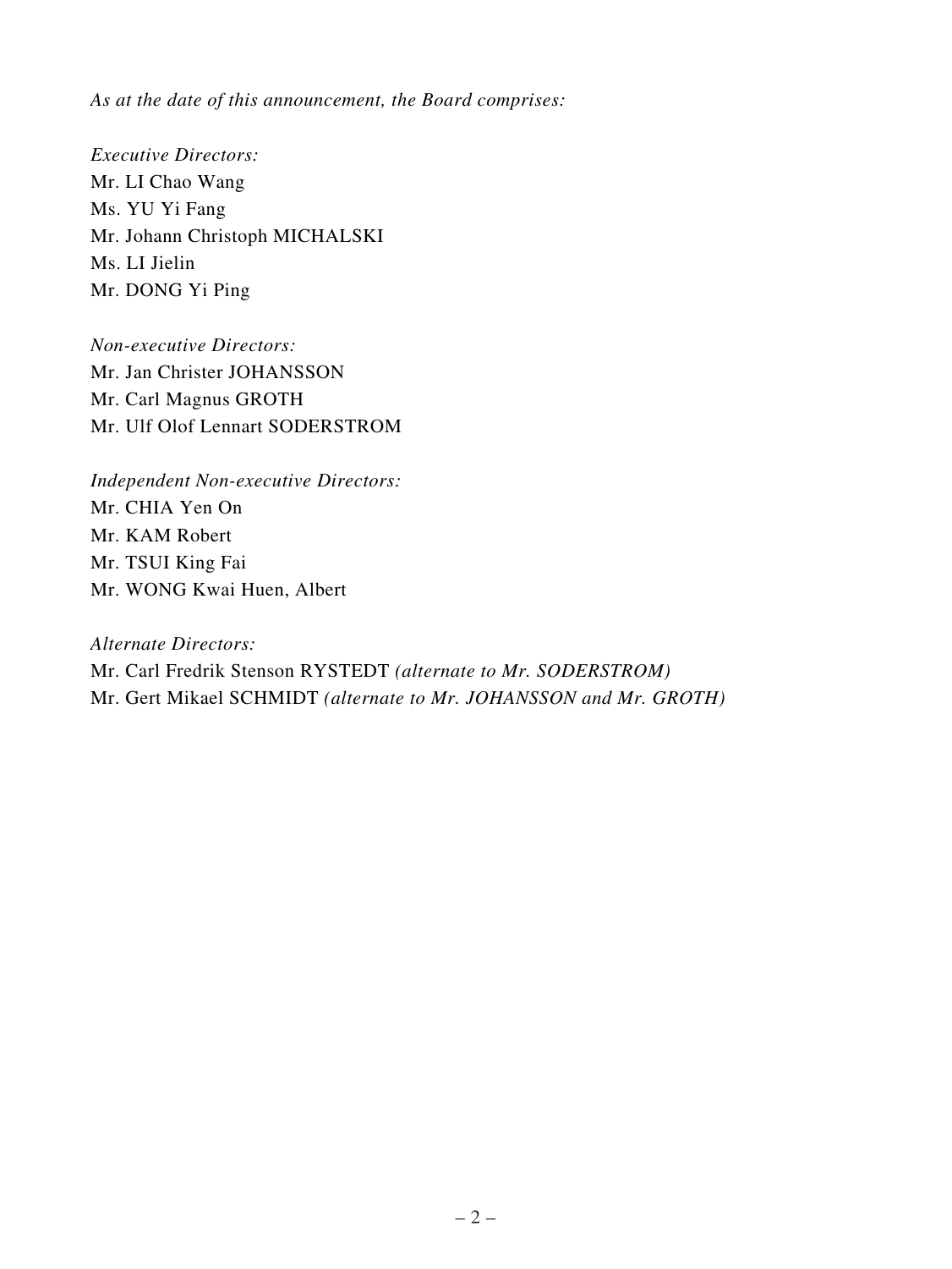*As at the date of this announcement, the Board comprises:*

*Executive Directors:*
Mr. LI Chao Wang
Ms. YU Yi Fang
Mr. Johann Christoph MICHALSKI
Ms. LI Jielin
Mr. DONG Yi Ping

*Non-executive Directors:*
Mr. Jan Christer JOHANSSON
Mr. Carl Magnus GROTH
Mr. Ulf Olof Lennart SODERSTROM

*Independent Non-executive Directors:*
Mr. CHIA Yen On
Mr. KAM Robert
Mr. TSUI King Fai
Mr. WONG Kwai Huen, Albert

*Alternate Directors:*
Mr. Carl Fredrik Stenson RYSTEDT *(alternate to Mr. SODERSTROM)*
Mr. Gert Mikael SCHMIDT *(alternate to Mr. JOHANSSON and Mr. GROTH)*